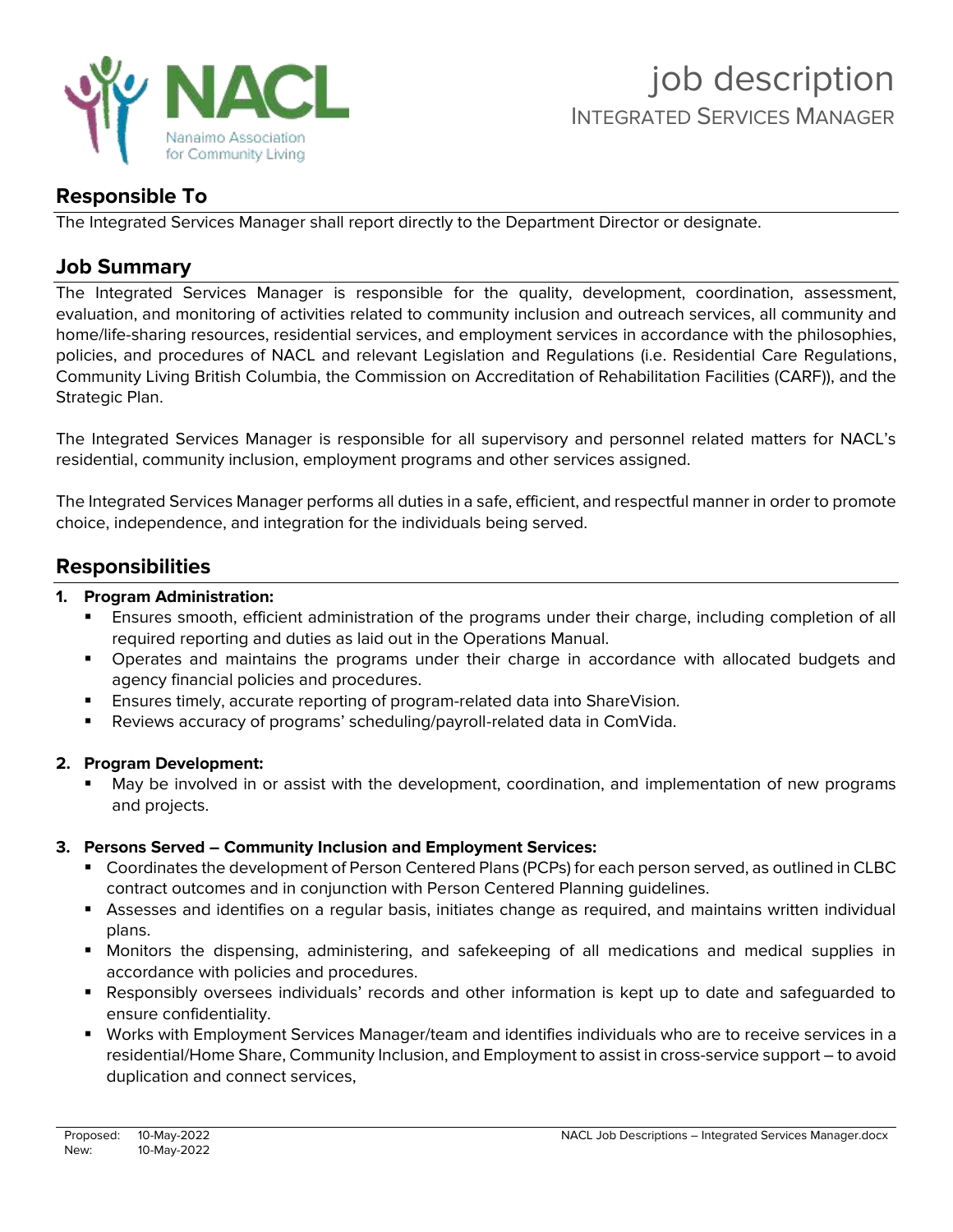NACL
Nanaimo Association for Community Living

# job description

## INTEGRATED SERVICES MANAGER

## Responsible To

The Integrated Services Manager shall report directly to the Department Director or designate.

## Job Summary

The Integrated Services Manager is responsible for the quality, development, coordination, assessment, evaluation, and monitoring of activities related to community inclusion and outreach services, all community and home/life-sharing resources, residential services, and employment services in accordance with the philosophies, policies, and procedures of NACL and relevant Legislation and Regulations (i.e. Residential Care Regulations, Community Living British Columbia, the Commission on Accreditation of Rehabilitation Facilities (CARF)), and the Strategic Plan.

The Integrated Services Manager is responsible for all supervisory and personnel related matters for NACL's residential, community inclusion, employment programs and other services assigned.

The Integrated Services Manager performs all duties in a safe, efficient, and respectful manner in order to promote choice, independence, and integration for the individuals being served.

## Responsibilities

1. **Program Administration:**
   - Ensures smooth, efficient administration of the programs under their charge, including completion of all required reporting and duties as laid out in the Operations Manual.
   - Operates and maintains the programs under their charge in accordance with allocated budgets and agency financial policies and procedures.
   - Ensures timely, accurate reporting of program-related data into ShareVision.
   - Reviews accuracy of programs' scheduling/payroll-related data in ComVida.

2. **Program Development:**
   - May be involved in or assist with the development, coordination, and implementation of new programs and projects.

3. **Persons Served – Community Inclusion and Employment Services:**
   - Coordinates the development of Person Centered Plans (PCPs) for each person served, as outlined in CLBC contract outcomes and in conjunction with Person Centered Planning guidelines.
   - Assesses and identifies on a regular basis, initiates change as required, and maintains written individual plans.
   - Monitors the dispensing, administering, and safekeeping of all medications and medical supplies in accordance with policies and procedures.
   - Responsibly oversees individuals' records and other information is kept up to date and safeguarded to ensure confidentiality.
   - Works with Employment Services Manager/team and identifies individuals who are to receive services in a residential/Home Share, Community Inclusion, and Employment to assist in cross-service support – to avoid duplication and connect services,

Proposed: 10-May-2022
New: 10-May-2022

NACL Job Descriptions – Integrated Services Manager.docx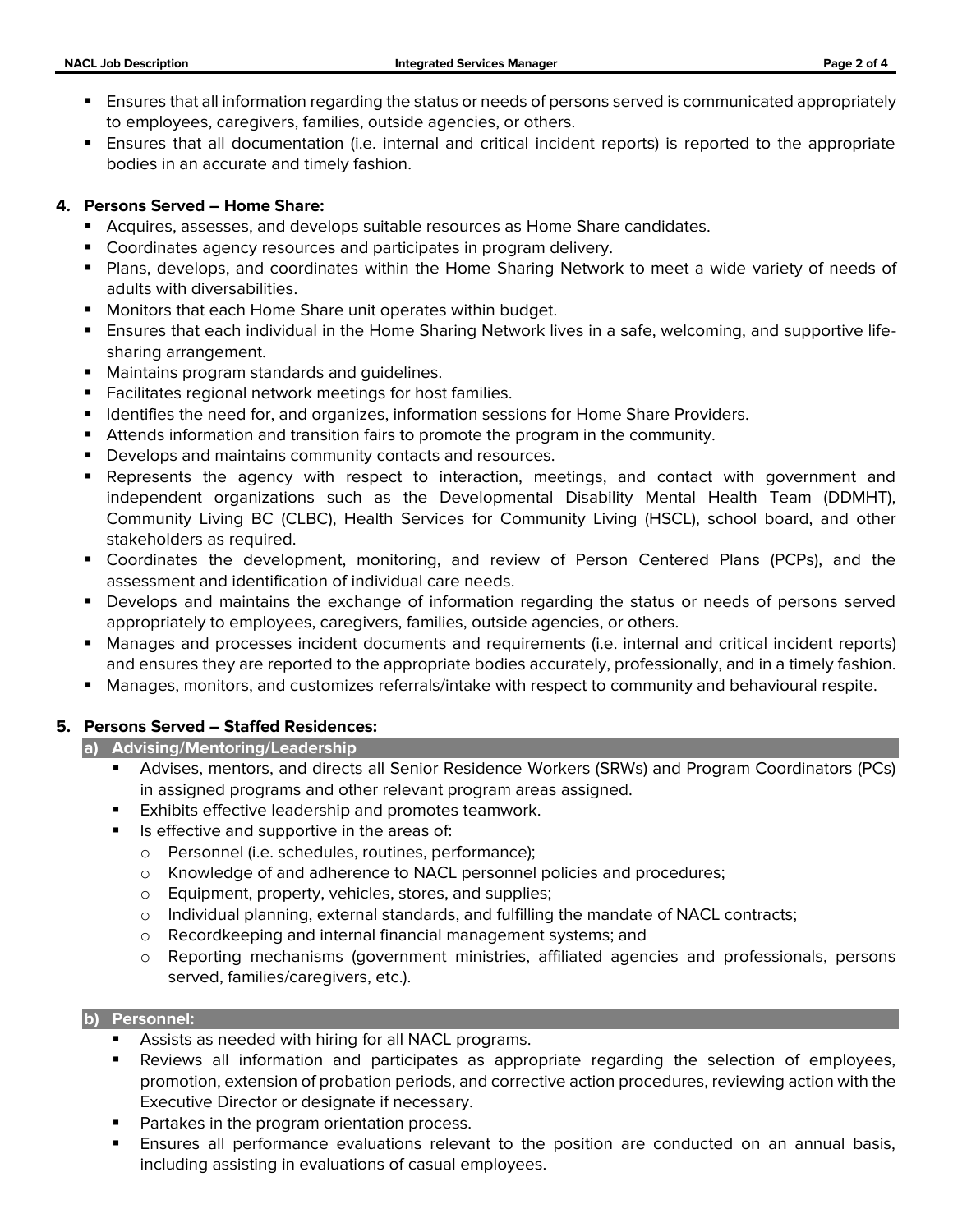- Ensures that all information regarding the status or needs of persons served is communicated appropriately to employees, caregivers, families, outside agencies, or others.
- Ensures that all documentation (i.e. internal and critical incident reports) is reported to the appropriate bodies in an accurate and timely fashion.

**4. Persons Served – Home Share:**

- Acquires, assesses, and develops suitable resources as Home Share candidates.
- Coordinates agency resources and participates in program delivery.
- Plans, develops, and coordinates within the Home Sharing Network to meet a wide variety of needs of adults with diversabilities.
- Monitors that each Home Share unit operates within budget.
- Ensures that each individual in the Home Sharing Network lives in a safe, welcoming, and supportive life-sharing arrangement.
- Maintains program standards and guidelines.
- Facilitates regional network meetings for host families.
- Identifies the need for, and organizes, information sessions for Home Share Providers.
- Attends information and transition fairs to promote the program in the community.
- Develops and maintains community contacts and resources.
- Represents the agency with respect to interaction, meetings, and contact with government and independent organizations such as the Developmental Disability Mental Health Team (DDMHT), Community Living BC (CLBC), Health Services for Community Living (HSCL), school board, and other stakeholders as required.
- Coordinates the development, monitoring, and review of Person Centered Plans (PCPs), and the assessment and identification of individual care needs.
- Develops and maintains the exchange of information regarding the status or needs of persons served appropriately to employees, caregivers, families, outside agencies, or others.
- Manages and processes incident documents and requirements (i.e. internal and critical incident reports) and ensures they are reported to the appropriate bodies accurately, professionally, and in a timely fashion.
- Manages, monitors, and customizes referrals/intake with respect to community and behavioural respite.

**5. Persons Served – Staffed Residences:**

**a) Advising/Mentoring/Leadership**

- Advises, mentors, and directs all Senior Residence Workers (SRWs) and Program Coordinators (PCs) in assigned programs and other relevant program areas assigned.
- Exhibits effective leadership and promotes teamwork.
- Is effective and supportive in the areas of:
  - Personnel (i.e. schedules, routines, performance);
  - Knowledge of and adherence to NACL personnel policies and procedures;
  - Equipment, property, vehicles, stores, and supplies;
  - Individual planning, external standards, and fulfilling the mandate of NACL contracts;
  - Recordkeeping and internal financial management systems; and
  - Reporting mechanisms (government ministries, affiliated agencies and professionals, persons served, families/caregivers, etc.).

**b) Personnel:**

- Assists as needed with hiring for all NACL programs.
- Reviews all information and participates as appropriate regarding the selection of employees, promotion, extension of probation periods, and corrective action procedures, reviewing action with the Executive Director or designate if necessary.
- Partakes in the program orientation process.
- Ensures all performance evaluations relevant to the position are conducted on an annual basis, including assisting in evaluations of casual employees.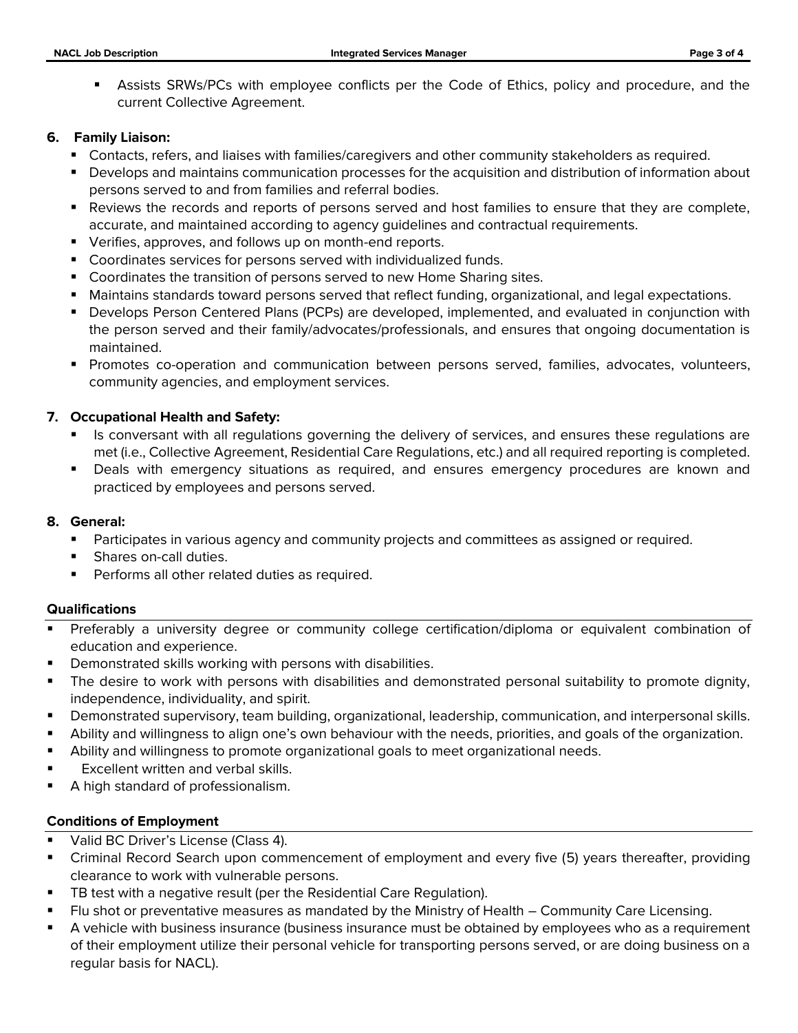- Assists SRWs/PCs with employee conflicts per the Code of Ethics, policy and procedure, and the current Collective Agreement.

**6. Family Liaison:**

- Contacts, refers, and liaises with families/caregivers and other community stakeholders as required.
- Develops and maintains communication processes for the acquisition and distribution of information about persons served to and from families and referral bodies.
- Reviews the records and reports of persons served and host families to ensure that they are complete, accurate, and maintained according to agency guidelines and contractual requirements.
- Verifies, approves, and follows up on month-end reports.
- Coordinates services for persons served with individualized funds.
- Coordinates the transition of persons served to new Home Sharing sites.
- Maintains standards toward persons served that reflect funding, organizational, and legal expectations.
- Develops Person Centered Plans (PCPs) are developed, implemented, and evaluated in conjunction with the person served and their family/advocates/professionals, and ensures that ongoing documentation is maintained.
- Promotes co-operation and communication between persons served, families, advocates, volunteers, community agencies, and employment services.

**7. Occupational Health and Safety:**

- Is conversant with all regulations governing the delivery of services, and ensures these regulations are met (i.e., Collective Agreement, Residential Care Regulations, etc.) and all required reporting is completed.
- Deals with emergency situations as required, and ensures emergency procedures are known and practiced by employees and persons served.

**8. General:**

- Participates in various agency and community projects and committees as assigned or required.
- Shares on-call duties.
- Performs all other related duties as required.

### Qualifications

- Preferably a university degree or community college certification/diploma or equivalent combination of education and experience.
- Demonstrated skills working with persons with disabilities.
- The desire to work with persons with disabilities and demonstrated personal suitability to promote dignity, independence, individuality, and spirit.
- Demonstrated supervisory, team building, organizational, leadership, communication, and interpersonal skills.
- Ability and willingness to align one's own behaviour with the needs, priorities, and goals of the organization.
- Ability and willingness to promote organizational goals to meet organizational needs.
- Excellent written and verbal skills.
- A high standard of professionalism.

### Conditions of Employment

- Valid BC Driver's License (Class 4).
- Criminal Record Search upon commencement of employment and every five (5) years thereafter, providing clearance to work with vulnerable persons.
- TB test with a negative result (per the Residential Care Regulation).
- Flu shot or preventative measures as mandated by the Ministry of Health – Community Care Licensing.
- A vehicle with business insurance (business insurance must be obtained by employees who as a requirement of their employment utilize their personal vehicle for transporting persons served, or are doing business on a regular basis for NACL).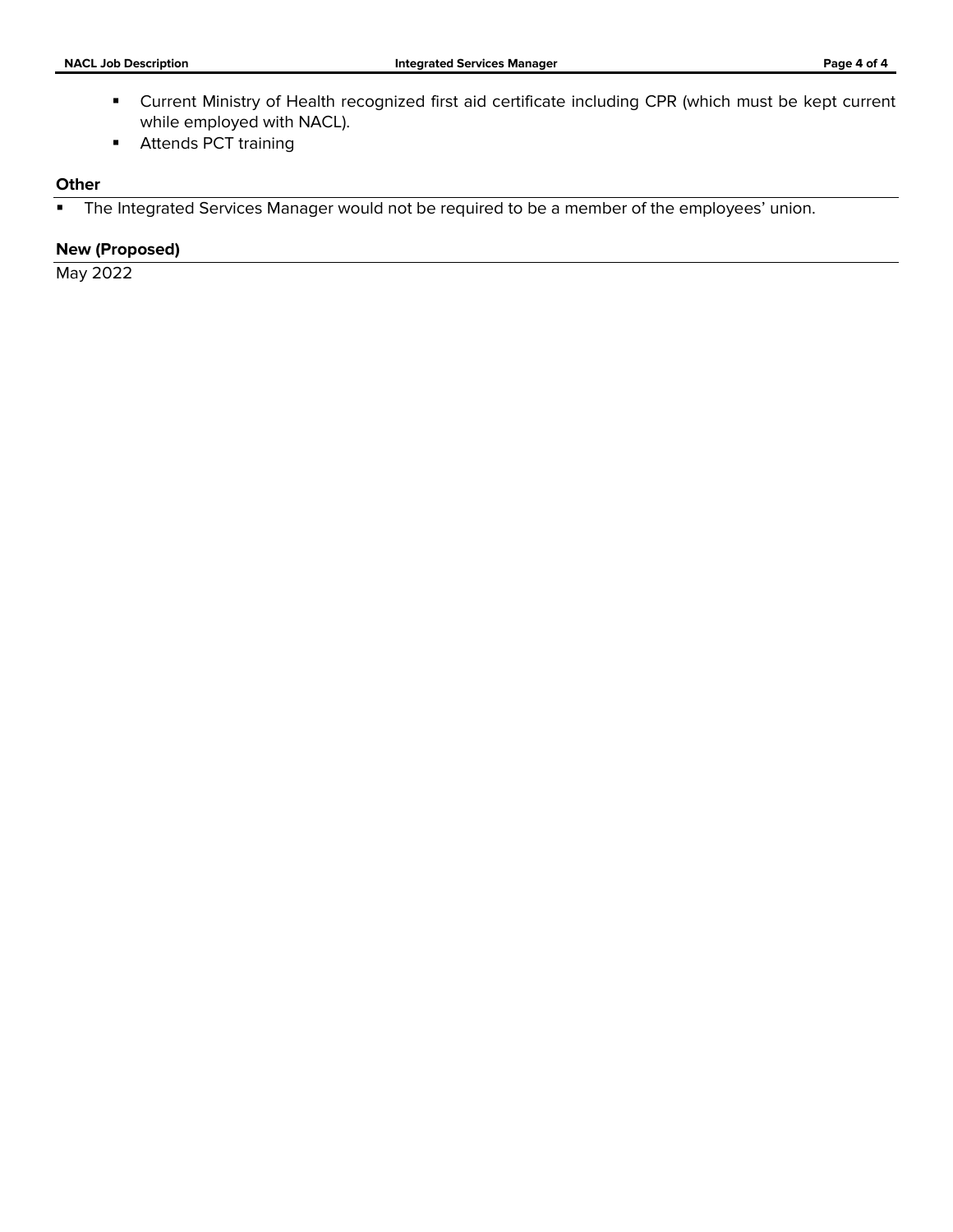- Current Ministry of Health recognized first aid certificate including CPR (which must be kept current while employed with NACL).
- Attends PCT training

### Other

- The Integrated Services Manager would not be required to be a member of the employees' union.

### New (Proposed)

May 2022